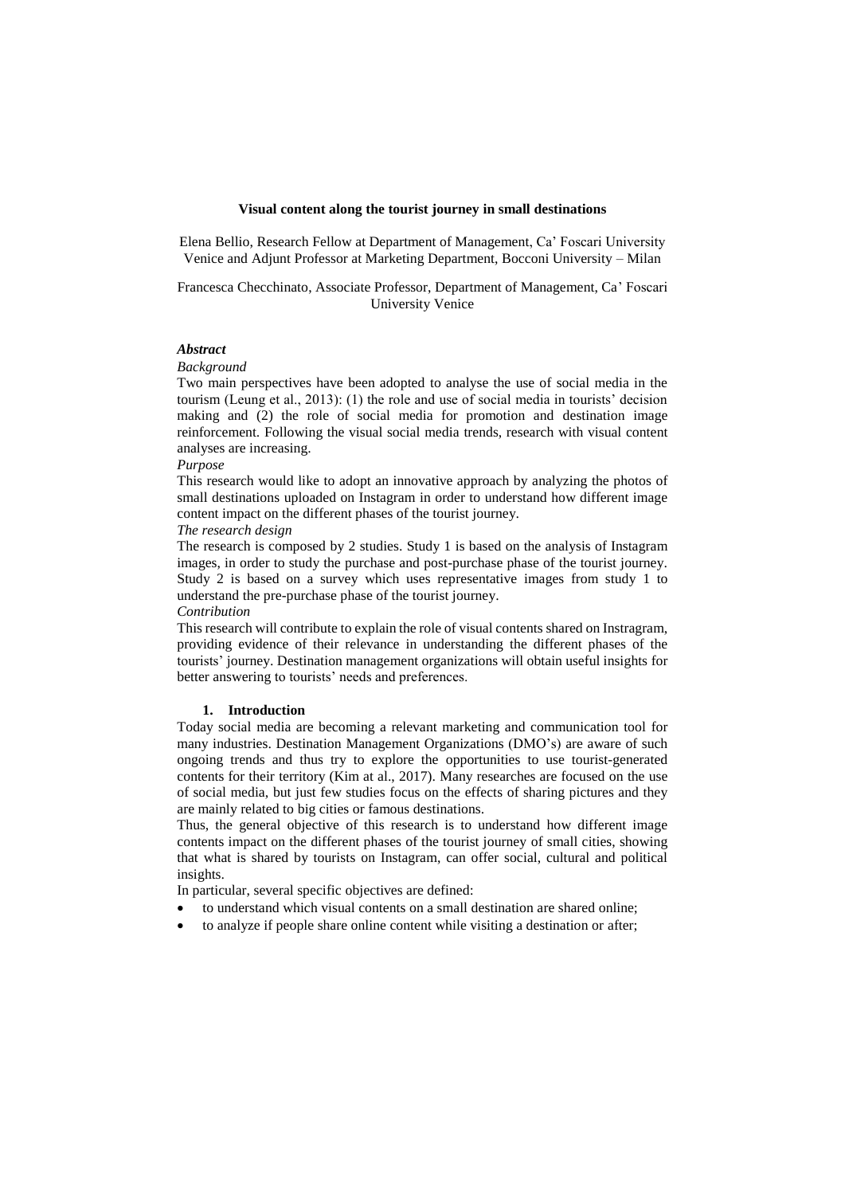# Visual content along the tourist journey in small destinations

Elena Bellio, Research Fellow at Department of Management, Ca' Foscari University Venice and Adjunt Professor at Marketing Department, Bocconi University – Milan

Francesca Checchinato, Associate Professor, Department of Management, Ca' Foscari University Venice

***Abstract***

*Background*

Two main perspectives have been adopted to analyse the use of social media in the tourism (Leung et al., 2013): (1) the role and use of social media in tourists' decision making and (2) the role of social media for promotion and destination image reinforcement. Following the visual social media trends, research with visual content analyses are increasing.

*Purpose*

This research would like to adopt an innovative approach by analyzing the photos of small destinations uploaded on Instagram in order to understand how different image content impact on the different phases of the tourist journey.

*The research design*

The research is composed by 2 studies. Study 1 is based on the analysis of Instagram images, in order to study the purchase and post-purchase phase of the tourist journey. Study 2 is based on a survey which uses representative images from study 1 to understand the pre-purchase phase of the tourist journey.

*Contribution*

This research will contribute to explain the role of visual contents shared on Instragram, providing evidence of their relevance in understanding the different phases of the tourists' journey. Destination management organizations will obtain useful insights for better answering to tourists' needs and preferences.

## 1. Introduction

Today social media are becoming a relevant marketing and communication tool for many industries. Destination Management Organizations (DMO's) are aware of such ongoing trends and thus try to explore the opportunities to use tourist-generated contents for their territory (Kim at al., 2017). Many researches are focused on the use of social media, but just few studies focus on the effects of sharing pictures and they are mainly related to big cities or famous destinations.

Thus, the general objective of this research is to understand how different image contents impact on the different phases of the tourist journey of small cities, showing that what is shared by tourists on Instagram, can offer social, cultural and political insights.

In particular, several specific objectives are defined:

- to understand which visual contents on a small destination are shared online;
- to analyze if people share online content while visiting a destination or after;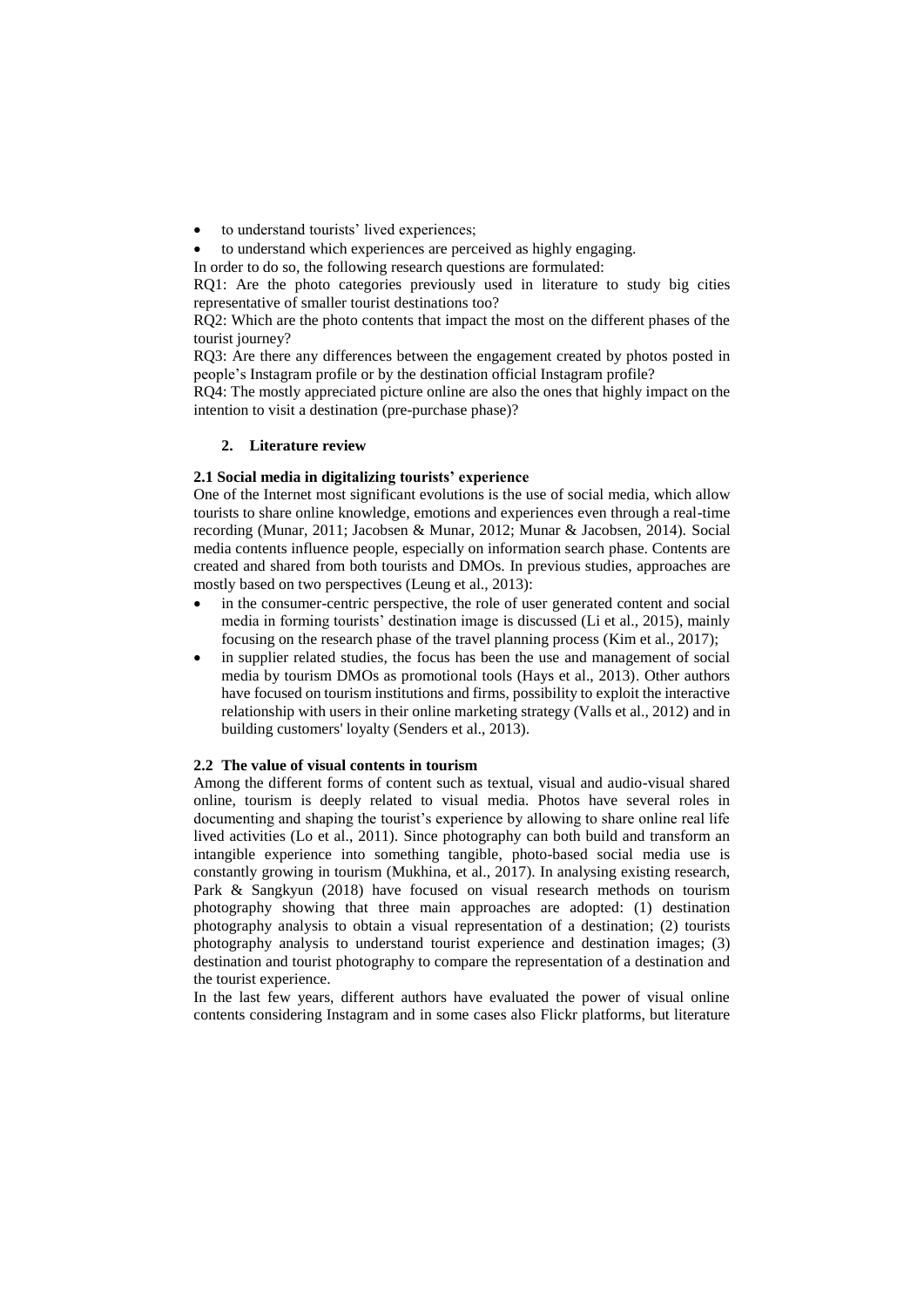- to understand tourists' lived experiences;
- to understand which experiences are perceived as highly engaging.

In order to do so, the following research questions are formulated:

RQ1: Are the photo categories previously used in literature to study big cities representative of smaller tourist destinations too?

RQ2: Which are the photo contents that impact the most on the different phases of the tourist journey?

RQ3: Are there any differences between the engagement created by photos posted in people's Instagram profile or by the destination official Instagram profile?

RQ4: The mostly appreciated picture online are also the ones that highly impact on the intention to visit a destination (pre-purchase phase)?

## 2. Literature review

### 2.1 Social media in digitalizing tourists' experience

One of the Internet most significant evolutions is the use of social media, which allow tourists to share online knowledge, emotions and experiences even through a real-time recording (Munar, 2011; Jacobsen & Munar, 2012; Munar & Jacobsen, 2014). Social media contents influence people, especially on information search phase. Contents are created and shared from both tourists and DMOs. In previous studies, approaches are mostly based on two perspectives (Leung et al., 2013):

- in the consumer-centric perspective, the role of user generated content and social media in forming tourists' destination image is discussed (Li et al., 2015), mainly focusing on the research phase of the travel planning process (Kim et al., 2017);
- in supplier related studies, the focus has been the use and management of social media by tourism DMOs as promotional tools (Hays et al., 2013). Other authors have focused on tourism institutions and firms, possibility to exploit the interactive relationship with users in their online marketing strategy (Valls et al., 2012) and in building customers' loyalty (Senders et al., 2013).

### 2.2 The value of visual contents in tourism

Among the different forms of content such as textual, visual and audio-visual shared online, tourism is deeply related to visual media. Photos have several roles in documenting and shaping the tourist's experience by allowing to share online real life lived activities (Lo et al., 2011). Since photography can both build and transform an intangible experience into something tangible, photo-based social media use is constantly growing in tourism (Mukhina, et al., 2017). In analysing existing research, Park & Sangkyun (2018) have focused on visual research methods on tourism photography showing that three main approaches are adopted: (1) destination photography analysis to obtain a visual representation of a destination; (2) tourists photography analysis to understand tourist experience and destination images; (3) destination and tourist photography to compare the representation of a destination and the tourist experience.

In the last few years, different authors have evaluated the power of visual online contents considering Instagram and in some cases also Flickr platforms, but literature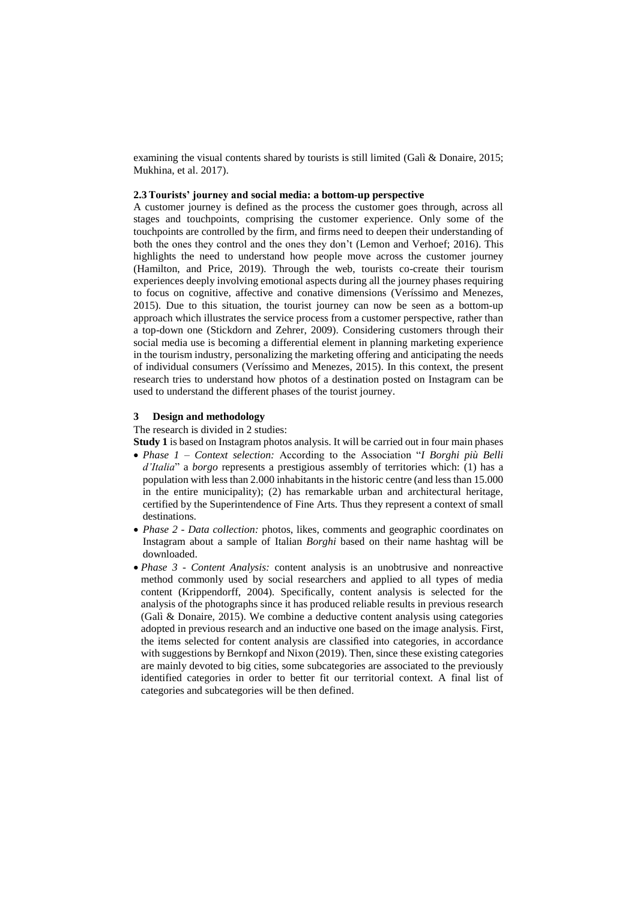examining the visual contents shared by tourists is still limited (Galì & Donaire, 2015; Mukhina, et al. 2017).

### 2.3 Tourists' journey and social media: a bottom-up perspective

A customer journey is defined as the process the customer goes through, across all stages and touchpoints, comprising the customer experience. Only some of the touchpoints are controlled by the firm, and firms need to deepen their understanding of both the ones they control and the ones they don't (Lemon and Verhoef; 2016). This highlights the need to understand how people move across the customer journey (Hamilton, and Price, 2019). Through the web, tourists co-create their tourism experiences deeply involving emotional aspects during all the journey phases requiring to focus on cognitive, affective and conative dimensions (Veríssimo and Menezes, 2015). Due to this situation, the tourist journey can now be seen as a bottom-up approach which illustrates the service process from a customer perspective, rather than a top-down one (Stickdorn and Zehrer, 2009). Considering customers through their social media use is becoming a differential element in planning marketing experience in the tourism industry, personalizing the marketing offering and anticipating the needs of individual consumers (Veríssimo and Menezes, 2015). In this context, the present research tries to understand how photos of a destination posted on Instagram can be used to understand the different phases of the tourist journey.

## 3 Design and methodology

The research is divided in 2 studies:

**Study 1** is based on Instagram photos analysis. It will be carried out in four main phases

- *Phase 1 – Context selection:* According to the Association "*I Borghi più Belli d'Italia*" a *borgo* represents a prestigious assembly of territories which: (1) has a population with less than 2.000 inhabitants in the historic centre (and less than 15.000 in the entire municipality); (2) has remarkable urban and architectural heritage, certified by the Superintendence of Fine Arts. Thus they represent a context of small destinations.
- *Phase 2 - Data collection:* photos, likes, comments and geographic coordinates on Instagram about a sample of Italian *Borghi* based on their name hashtag will be downloaded.
- *Phase 3 - Content Analysis:* content analysis is an unobtrusive and nonreactive method commonly used by social researchers and applied to all types of media content (Krippendorff, 2004). Specifically, content analysis is selected for the analysis of the photographs since it has produced reliable results in previous research (Galì & Donaire, 2015). We combine a deductive content analysis using categories adopted in previous research and an inductive one based on the image analysis. First, the items selected for content analysis are classified into categories, in accordance with suggestions by Bernkopf and Nixon (2019). Then, since these existing categories are mainly devoted to big cities, some subcategories are associated to the previously identified categories in order to better fit our territorial context. A final list of categories and subcategories will be then defined.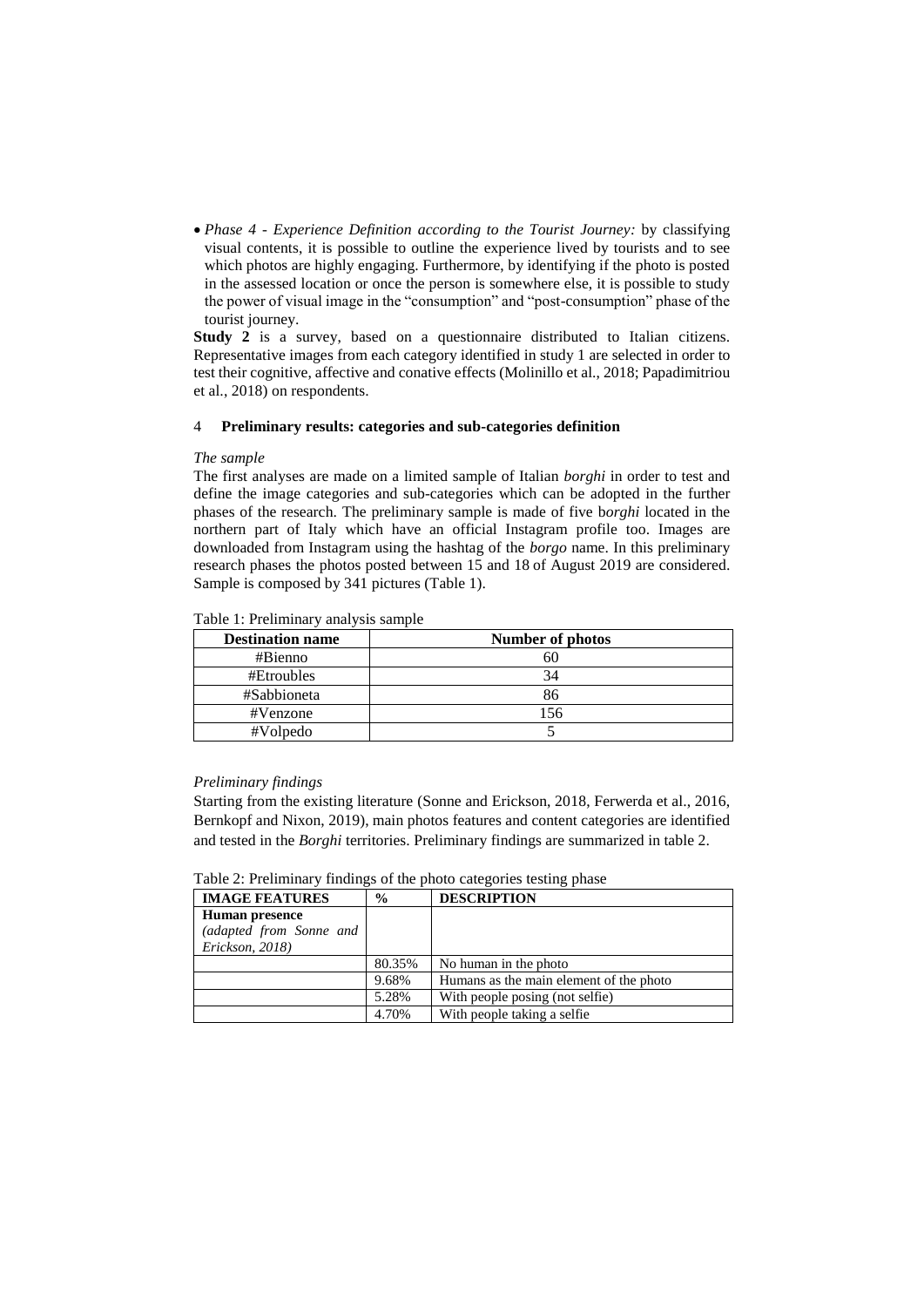- *Phase 4 - Experience Definition according to the Tourist Journey:* by classifying visual contents, it is possible to outline the experience lived by tourists and to see which photos are highly engaging. Furthermore, by identifying if the photo is posted in the assessed location or once the person is somewhere else, it is possible to study the power of visual image in the "consumption" and "post-consumption" phase of the tourist journey.

**Study 2** is a survey, based on a questionnaire distributed to Italian citizens. Representative images from each category identified in study 1 are selected in order to test their cognitive, affective and conative effects (Molinillo et al., 2018; Papadimitriou et al., 2018) on respondents.

## 4 Preliminary results: categories and sub-categories definition

*The sample*

The first analyses are made on a limited sample of Italian *borghi* in order to test and define the image categories and sub-categories which can be adopted in the further phases of the research. The preliminary sample is made of five b*orghi* located in the northern part of Italy which have an official Instagram profile too. Images are downloaded from Instagram using the hashtag of the *borgo* name. In this preliminary research phases the photos posted between 15 and 18 of August 2019 are considered. Sample is composed by 341 pictures (Table 1).

Table 1: Preliminary analysis sample

| Destination name | Number of photos |
|---|---|
| #Bienno | 60 |
| #Etroubles | 34 |
| #Sabbioneta | 86 |
| #Venzone | 156 |
| #Volpedo | 5 |

*Preliminary findings*

Starting from the existing literature (Sonne and Erickson, 2018, Ferwerda et al., 2016, Bernkopf and Nixon, 2019), main photos features and content categories are identified and tested in the *Borghi* territories. Preliminary findings are summarized in table 2.

Table 2: Preliminary findings of the photo categories testing phase

| IMAGE FEATURES | % | DESCRIPTION |
|---|---|---|
| **Human presence** *(adapted from Sonne and Erickson, 2018)* | | |
| | 80.35% | No human in the photo |
| | 9.68% | Humans as the main element of the photo |
| | 5.28% | With people posing (not selfie) |
| | 4.70% | With people taking a selfie |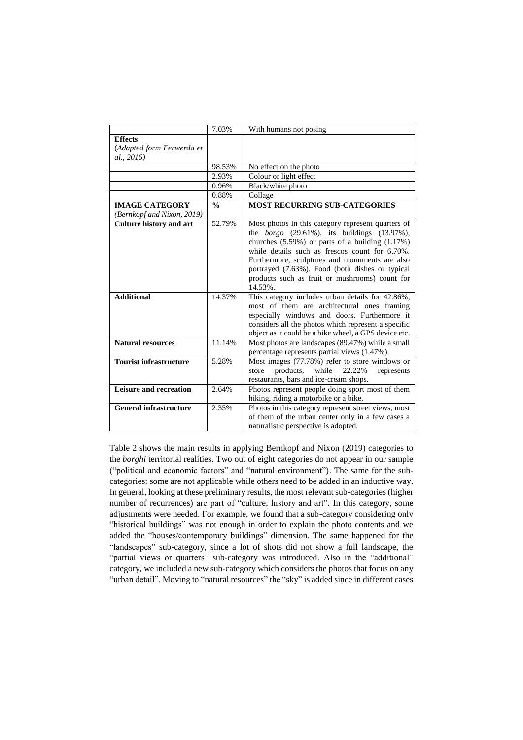| | 7.03% | With humans not posing |
|---|---|---|
| **Effects** (*Adapted form Ferwerda et al., 2016*) | | |
| | 98.53% | No effect on the photo |
| | 2.93% | Colour or light effect |
| | 0.96% | Black/white photo |
| | 0.88% | Collage |
| **IMAGE CATEGORY** *(Bernkopf and Nixon, 2019)* | **%** | **MOST RECURRING SUB-CATEGORIES** |
| **Culture history and art** | 52.79% | Most photos in this category represent quarters of the *borgo* (29.61%), its buildings (13.97%), churches (5.59%) or parts of a building (1.17%) while details such as frescos count for 6.70%. Furthermore, sculptures and monuments are also portrayed (7.63%). Food (both dishes or typical products such as fruit or mushrooms) count for 14.53%. |
| **Additional** | 14.37% | This category includes urban details for 42.86%, most of them are architectural ones framing especially windows and doors. Furthermore it considers all the photos which represent a specific object as it could be a bike wheel, a GPS device etc. |
| **Natural resources** | 11.14% | Most photos are landscapes (89.47%) while a small percentage represents partial views (1.47%). |
| **Tourist infrastructure** | 5.28% | Most images (77.78%) refer to store windows or store products, while 22.22% represents restaurants, bars and ice-cream shops. |
| **Leisure and recreation** | 2.64% | Photos represent people doing sport most of them hiking, riding a motorbike or a bike. |
| **General infrastructure** | 2.35% | Photos in this category represent street views, most of them of the urban center only in a few cases a naturalistic perspective is adopted. |

Table 2 shows the main results in applying Bernkopf and Nixon (2019) categories to the *borghi* territorial realities. Two out of eight categories do not appear in our sample ("political and economic factors" and "natural environment"). The same for the sub-categories: some are not applicable while others need to be added in an inductive way. In general, looking at these preliminary results, the most relevant sub-categories (higher number of recurrences) are part of "culture, history and art". In this category, some adjustments were needed. For example, we found that a sub-category considering only "historical buildings" was not enough in order to explain the photo contents and we added the "houses/contemporary buildings" dimension. The same happened for the "landscapes" sub-category, since a lot of shots did not show a full landscape, the "partial views or quarters" sub-category was introduced. Also in the "additional" category, we included a new sub-category which considers the photos that focus on any "urban detail". Moving to "natural resources" the "sky" is added since in different cases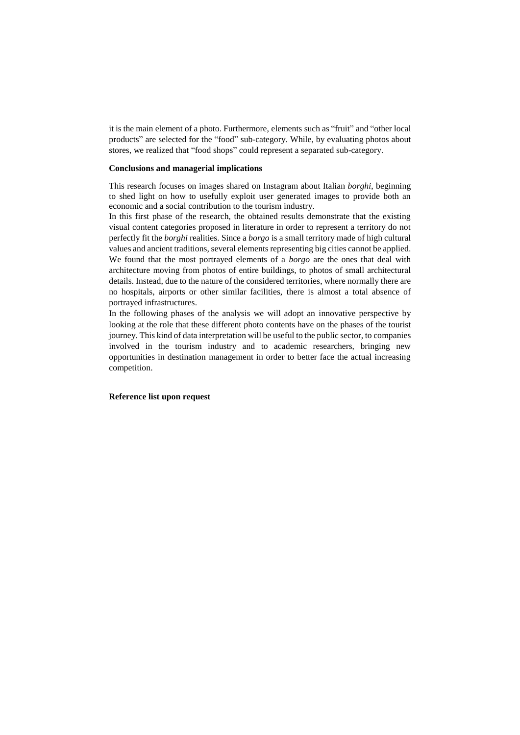it is the main element of a photo. Furthermore, elements such as "fruit" and "other local products" are selected for the "food" sub-category. While, by evaluating photos about stores, we realized that "food shops" could represent a separated sub-category.

**Conclusions and managerial implications**

This research focuses on images shared on Instagram about Italian *borghi*, beginning to shed light on how to usefully exploit user generated images to provide both an economic and a social contribution to the tourism industry.

In this first phase of the research, the obtained results demonstrate that the existing visual content categories proposed in literature in order to represent a territory do not perfectly fit the *borghi* realities. Since a *borgo* is a small territory made of high cultural values and ancient traditions, several elements representing big cities cannot be applied. We found that the most portrayed elements of a *borgo* are the ones that deal with architecture moving from photos of entire buildings, to photos of small architectural details. Instead, due to the nature of the considered territories, where normally there are no hospitals, airports or other similar facilities, there is almost a total absence of portrayed infrastructures.

In the following phases of the analysis we will adopt an innovative perspective by looking at the role that these different photo contents have on the phases of the tourist journey. This kind of data interpretation will be useful to the public sector, to companies involved in the tourism industry and to academic researchers, bringing new opportunities in destination management in order to better face the actual increasing competition.

**Reference list upon request**